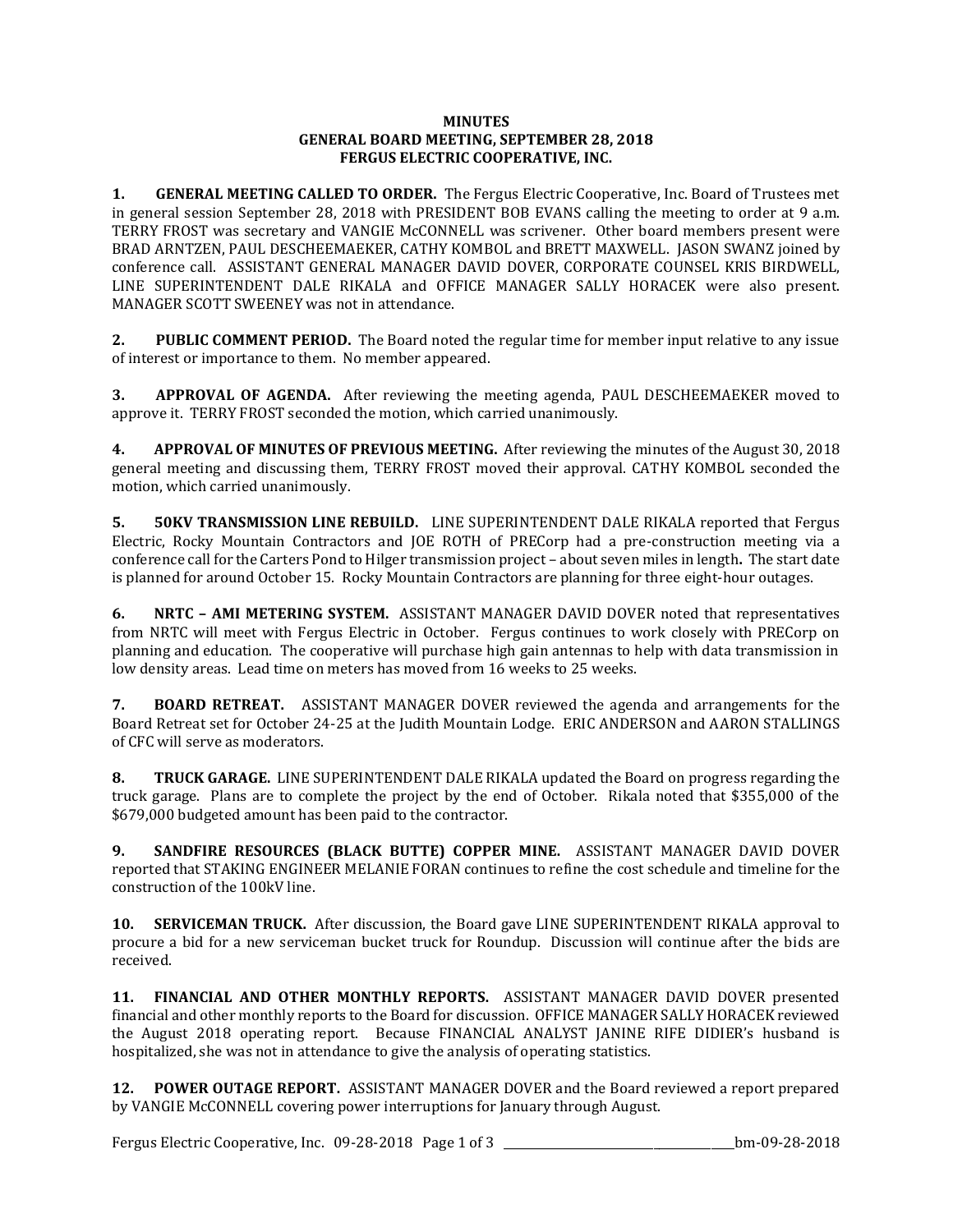**MINUTES**
**GENERAL BOARD MEETING, SEPTEMBER 28, 2018**
**FERGUS ELECTRIC COOPERATIVE, INC.**

**1. GENERAL MEETING CALLED TO ORDER.** The Fergus Electric Cooperative, Inc. Board of Trustees met in general session September 28, 2018 with PRESIDENT BOB EVANS calling the meeting to order at 9 a.m. TERRY FROST was secretary and VANGIE McCONNELL was scrivener. Other board members present were BRAD ARNTZEN, PAUL DESCHEEMAEKER, CATHY KOMBOL and BRETT MAXWELL. JASON SWANZ joined by conference call. ASSISTANT GENERAL MANAGER DAVID DOVER, CORPORATE COUNSEL KRIS BIRDWELL, LINE SUPERINTENDENT DALE RIKALA and OFFICE MANAGER SALLY HORACEK were also present. MANAGER SCOTT SWEENEY was not in attendance.

**2. PUBLIC COMMENT PERIOD.** The Board noted the regular time for member input relative to any issue of interest or importance to them. No member appeared.

**3. APPROVAL OF AGENDA.** After reviewing the meeting agenda, PAUL DESCHEEMAEKER moved to approve it. TERRY FROST seconded the motion, which carried unanimously.

**4. APPROVAL OF MINUTES OF PREVIOUS MEETING.** After reviewing the minutes of the August 30, 2018 general meeting and discussing them, TERRY FROST moved their approval. CATHY KOMBOL seconded the motion, which carried unanimously.

**5. 50KV TRANSMISSION LINE REBUILD.** LINE SUPERINTENDENT DALE RIKALA reported that Fergus Electric, Rocky Mountain Contractors and JOE ROTH of PRECorp had a pre-construction meeting via a conference call for the Carters Pond to Hilger transmission project – about seven miles in length**.** The start date is planned for around October 15. Rocky Mountain Contractors are planning for three eight-hour outages.

**6. NRTC – AMI METERING SYSTEM.** ASSISTANT MANAGER DAVID DOVER noted that representatives from NRTC will meet with Fergus Electric in October. Fergus continues to work closely with PRECorp on planning and education. The cooperative will purchase high gain antennas to help with data transmission in low density areas. Lead time on meters has moved from 16 weeks to 25 weeks.

**7. BOARD RETREAT.** ASSISTANT MANAGER DOVER reviewed the agenda and arrangements for the Board Retreat set for October 24-25 at the Judith Mountain Lodge. ERIC ANDERSON and AARON STALLINGS of CFC will serve as moderators.

**8. TRUCK GARAGE.** LINE SUPERINTENDENT DALE RIKALA updated the Board on progress regarding the truck garage. Plans are to complete the project by the end of October. Rikala noted that $355,000 of the $679,000 budgeted amount has been paid to the contractor.

**9. SANDFIRE RESOURCES (BLACK BUTTE) COPPER MINE.** ASSISTANT MANAGER DAVID DOVER reported that STAKING ENGINEER MELANIE FORAN continues to refine the cost schedule and timeline for the construction of the 100kV line.

**10. SERVICEMAN TRUCK.** After discussion, the Board gave LINE SUPERINTENDENT RIKALA approval to procure a bid for a new serviceman bucket truck for Roundup. Discussion will continue after the bids are received.

**11. FINANCIAL AND OTHER MONTHLY REPORTS.** ASSISTANT MANAGER DAVID DOVER presented financial and other monthly reports to the Board for discussion. OFFICE MANAGER SALLY HORACEK reviewed the August 2018 operating report. Because FINANCIAL ANALYST JANINE RIFE DIDIER's husband is hospitalized, she was not in attendance to give the analysis of operating statistics.

**12. POWER OUTAGE REPORT.** ASSISTANT MANAGER DOVER and the Board reviewed a report prepared by VANGIE McCONNELL covering power interruptions for January through August.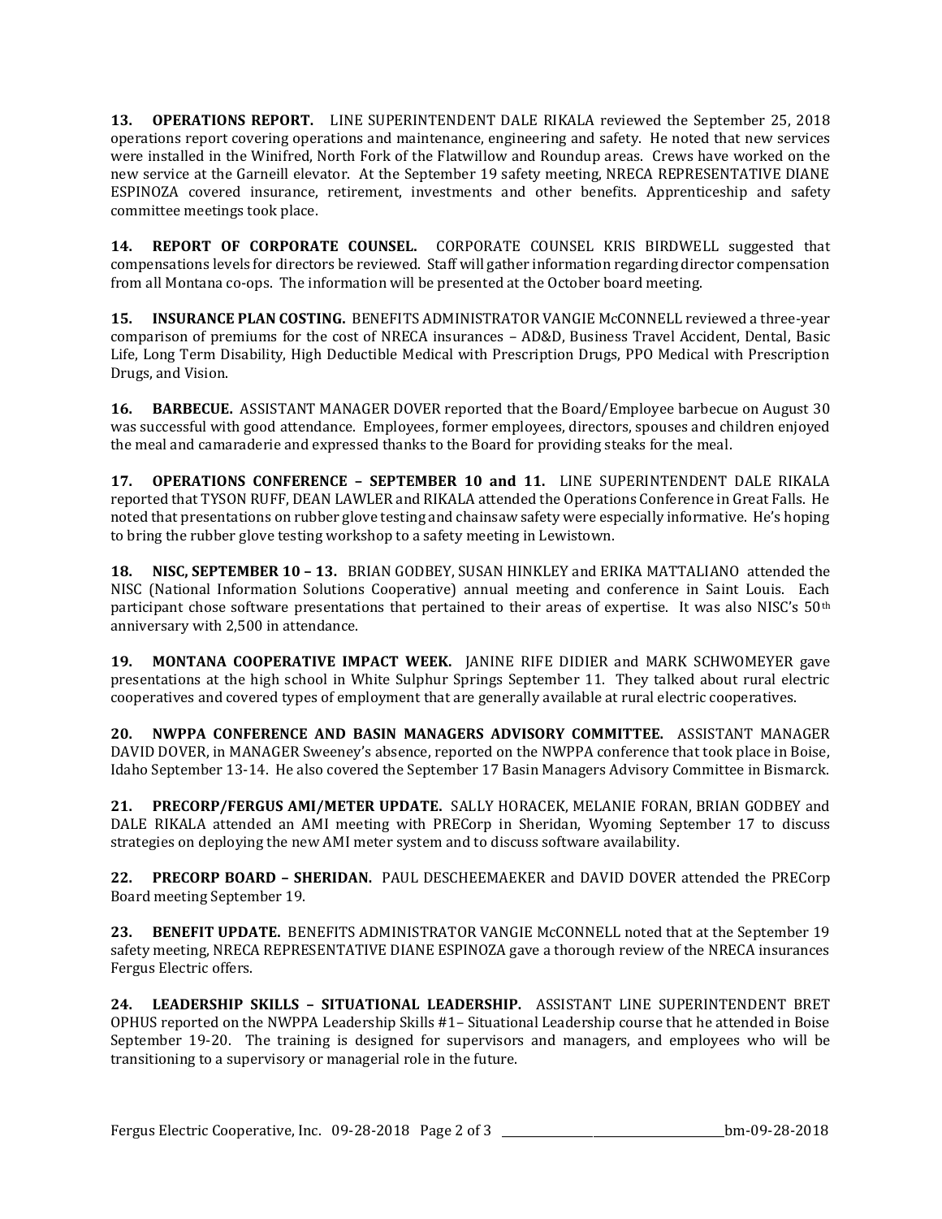**13. OPERATIONS REPORT.** LINE SUPERINTENDENT DALE RIKALA reviewed the September 25, 2018 operations report covering operations and maintenance, engineering and safety. He noted that new services were installed in the Winifred, North Fork of the Flatwillow and Roundup areas. Crews have worked on the new service at the Garneill elevator. At the September 19 safety meeting, NRECA REPRESENTATIVE DIANE ESPINOZA covered insurance, retirement, investments and other benefits. Apprenticeship and safety committee meetings took place.

**14. REPORT OF CORPORATE COUNSEL.** CORPORATE COUNSEL KRIS BIRDWELL suggested that compensations levels for directors be reviewed. Staff will gather information regarding director compensation from all Montana co-ops. The information will be presented at the October board meeting.

**15. INSURANCE PLAN COSTING.** BENEFITS ADMINISTRATOR VANGIE McCONNELL reviewed a three-year comparison of premiums for the cost of NRECA insurances – AD&D, Business Travel Accident, Dental, Basic Life, Long Term Disability, High Deductible Medical with Prescription Drugs, PPO Medical with Prescription Drugs, and Vision.

**16. BARBECUE.** ASSISTANT MANAGER DOVER reported that the Board/Employee barbecue on August 30 was successful with good attendance. Employees, former employees, directors, spouses and children enjoyed the meal and camaraderie and expressed thanks to the Board for providing steaks for the meal.

**17. OPERATIONS CONFERENCE – SEPTEMBER 10 and 11.** LINE SUPERINTENDENT DALE RIKALA reported that TYSON RUFF, DEAN LAWLER and RIKALA attended the Operations Conference in Great Falls. He noted that presentations on rubber glove testing and chainsaw safety were especially informative. He's hoping to bring the rubber glove testing workshop to a safety meeting in Lewistown.

**18. NISC, SEPTEMBER 10 – 13.** BRIAN GODBEY, SUSAN HINKLEY and ERIKA MATTALIANO attended the NISC (National Information Solutions Cooperative) annual meeting and conference in Saint Louis. Each participant chose software presentations that pertained to their areas of expertise. It was also NISC's 50th anniversary with 2,500 in attendance.

**19. MONTANA COOPERATIVE IMPACT WEEK.** JANINE RIFE DIDIER and MARK SCHWOMEYER gave presentations at the high school in White Sulphur Springs September 11. They talked about rural electric cooperatives and covered types of employment that are generally available at rural electric cooperatives.

**20. NWPPA CONFERENCE AND BASIN MANAGERS ADVISORY COMMITTEE.** ASSISTANT MANAGER DAVID DOVER, in MANAGER Sweeney's absence, reported on the NWPPA conference that took place in Boise, Idaho September 13-14. He also covered the September 17 Basin Managers Advisory Committee in Bismarck.

**21. PRECORP/FERGUS AMI/METER UPDATE.** SALLY HORACEK, MELANIE FORAN, BRIAN GODBEY and DALE RIKALA attended an AMI meeting with PRECorp in Sheridan, Wyoming September 17 to discuss strategies on deploying the new AMI meter system and to discuss software availability.

**22. PRECORP BOARD – SHERIDAN.** PAUL DESCHEEMAEKER and DAVID DOVER attended the PRECorp Board meeting September 19.

**23. BENEFIT UPDATE.** BENEFITS ADMINISTRATOR VANGIE McCONNELL noted that at the September 19 safety meeting, NRECA REPRESENTATIVE DIANE ESPINOZA gave a thorough review of the NRECA insurances Fergus Electric offers.

**24. LEADERSHIP SKILLS – SITUATIONAL LEADERSHIP.** ASSISTANT LINE SUPERINTENDENT BRET OPHUS reported on the NWPPA Leadership Skills #1– Situational Leadership course that he attended in Boise September 19-20. The training is designed for supervisors and managers, and employees who will be transitioning to a supervisory or managerial role in the future.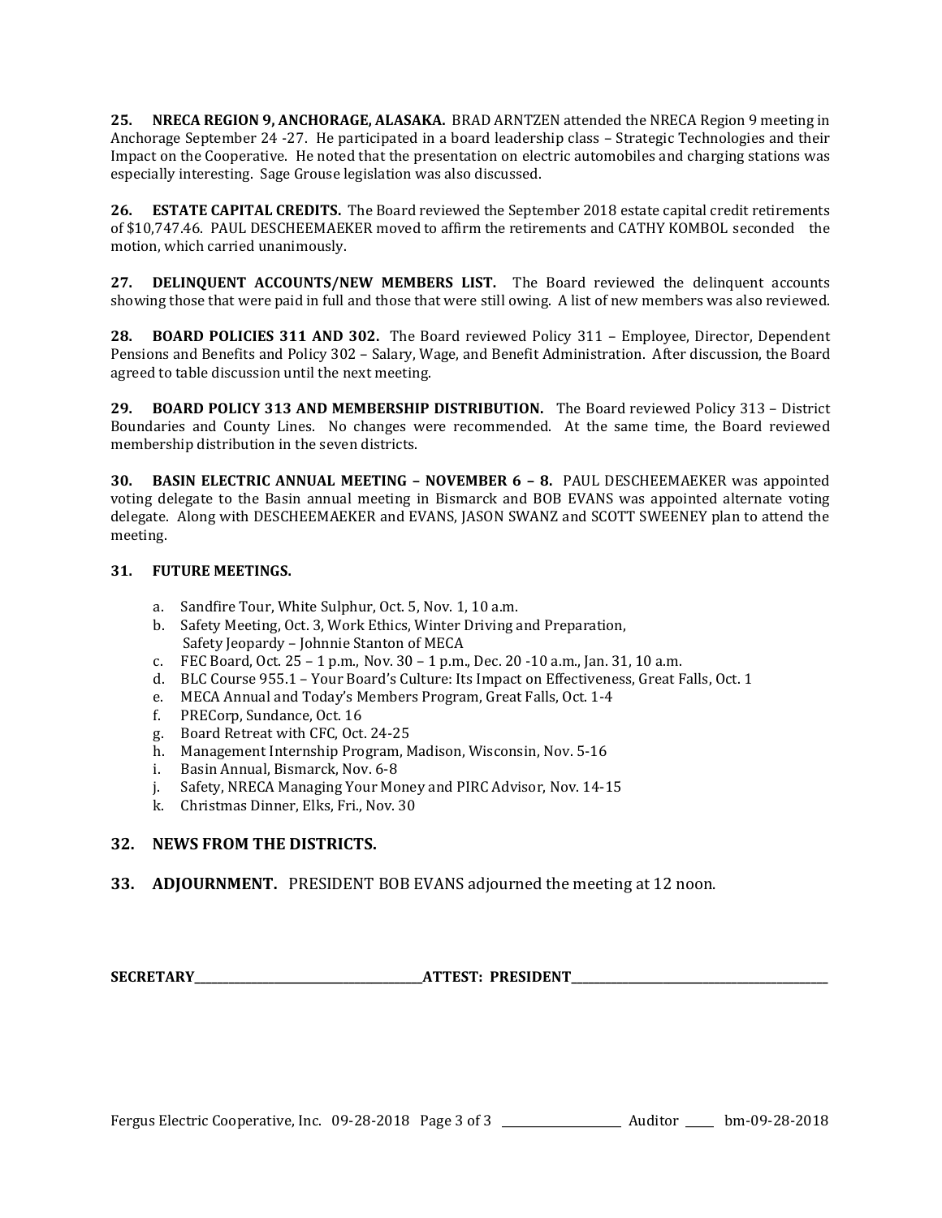**25. NRECA REGION 9, ANCHORAGE, ALASAKA.** BRAD ARNTZEN attended the NRECA Region 9 meeting in Anchorage September 24 -27. He participated in a board leadership class – Strategic Technologies and their Impact on the Cooperative. He noted that the presentation on electric automobiles and charging stations was especially interesting. Sage Grouse legislation was also discussed.

**26. ESTATE CAPITAL CREDITS.** The Board reviewed the September 2018 estate capital credit retirements of $10,747.46. PAUL DESCHEEMAEKER moved to affirm the retirements and CATHY KOMBOL seconded the motion, which carried unanimously.

**27. DELINQUENT ACCOUNTS/NEW MEMBERS LIST.** The Board reviewed the delinquent accounts showing those that were paid in full and those that were still owing. A list of new members was also reviewed.

**28. BOARD POLICIES 311 AND 302.** The Board reviewed Policy 311 – Employee, Director, Dependent Pensions and Benefits and Policy 302 – Salary, Wage, and Benefit Administration. After discussion, the Board agreed to table discussion until the next meeting.

**29. BOARD POLICY 313 AND MEMBERSHIP DISTRIBUTION.** The Board reviewed Policy 313 – District Boundaries and County Lines. No changes were recommended. At the same time, the Board reviewed membership distribution in the seven districts.

**30. BASIN ELECTRIC ANNUAL MEETING – NOVEMBER 6 – 8.** PAUL DESCHEEMAEKER was appointed voting delegate to the Basin annual meeting in Bismarck and BOB EVANS was appointed alternate voting delegate. Along with DESCHEEMAEKER and EVANS, JASON SWANZ and SCOTT SWEENEY plan to attend the meeting.

**31. FUTURE MEETINGS.**

a. Sandfire Tour, White Sulphur, Oct. 5, Nov. 1, 10 a.m.
b. Safety Meeting, Oct. 3, Work Ethics, Winter Driving and Preparation, Safety Jeopardy – Johnnie Stanton of MECA
c. FEC Board, Oct. 25 – 1 p.m., Nov. 30 – 1 p.m., Dec. 20 -10 a.m., Jan. 31, 10 a.m.
d. BLC Course 955.1 – Your Board's Culture: Its Impact on Effectiveness, Great Falls, Oct. 1
e. MECA Annual and Today's Members Program, Great Falls, Oct. 1-4
f. PRECorp, Sundance, Oct. 16
g. Board Retreat with CFC, Oct. 24-25
h. Management Internship Program, Madison, Wisconsin, Nov. 5-16
i. Basin Annual, Bismarck, Nov. 6-8
j. Safety, NRECA Managing Your Money and PIRC Advisor, Nov. 14-15
k. Christmas Dinner, Elks, Fri., Nov. 30

**32. NEWS FROM THE DISTRICTS.**

**33. ADJOURNMENT.** PRESIDENT BOB EVANS adjourned the meeting at 12 noon.

**SECRETARY**\_\_\_\_\_\_\_\_\_\_\_\_\_\_\_\_\_\_\_\_\_\_\_\_\_\_\_\_\_\_\_\_\_\_\_\_ **ATTEST: PRESIDENT**\_\_\_\_\_\_\_\_\_\_\_\_\_\_\_\_\_\_\_\_\_\_\_\_\_\_\_\_\_\_\_\_\_\_\_\_\_\_\_\_